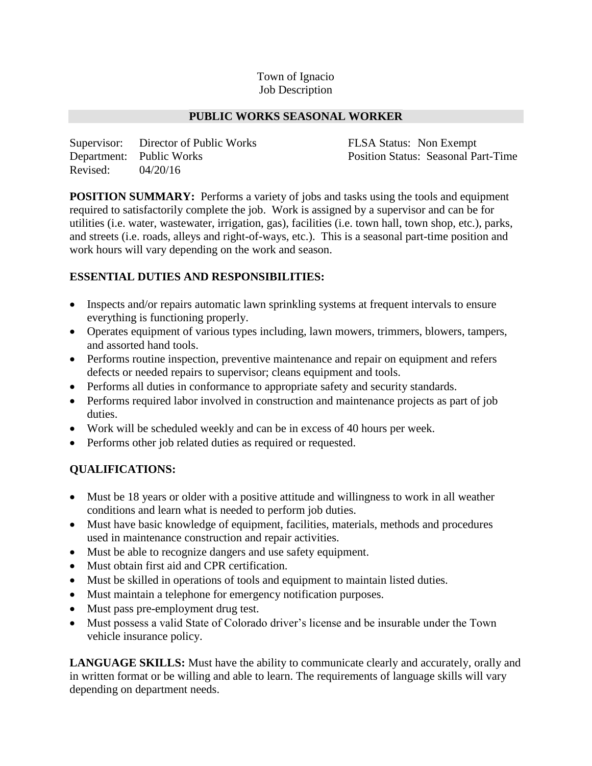Town of Ignacio
Job Description

## PUBLIC WORKS SEASONAL WORKER

Supervisor: Director of Public Works
Department: Public Works
Revised: 04/20/16

FLSA Status: Non Exempt
Position Status: Seasonal Part-Time

**POSITION SUMMARY:** Performs a variety of jobs and tasks using the tools and equipment required to satisfactorily complete the job. Work is assigned by a supervisor and can be for utilities (i.e. water, wastewater, irrigation, gas), facilities (i.e. town hall, town shop, etc.), parks, and streets (i.e. roads, alleys and right-of-ways, etc.). This is a seasonal part-time position and work hours will vary depending on the work and season.

### ESSENTIAL DUTIES AND RESPONSIBILITIES:

- Inspects and/or repairs automatic lawn sprinkling systems at frequent intervals to ensure everything is functioning properly.
- Operates equipment of various types including, lawn mowers, trimmers, blowers, tampers, and assorted hand tools.
- Performs routine inspection, preventive maintenance and repair on equipment and refers defects or needed repairs to supervisor; cleans equipment and tools.
- Performs all duties in conformance to appropriate safety and security standards.
- Performs required labor involved in construction and maintenance projects as part of job duties.
- Work will be scheduled weekly and can be in excess of 40 hours per week.
- Performs other job related duties as required or requested.

### QUALIFICATIONS:

- Must be 18 years or older with a positive attitude and willingness to work in all weather conditions and learn what is needed to perform job duties.
- Must have basic knowledge of equipment, facilities, materials, methods and procedures used in maintenance construction and repair activities.
- Must be able to recognize dangers and use safety equipment.
- Must obtain first aid and CPR certification.
- Must be skilled in operations of tools and equipment to maintain listed duties.
- Must maintain a telephone for emergency notification purposes.
- Must pass pre-employment drug test.
- Must possess a valid State of Colorado driver's license and be insurable under the Town vehicle insurance policy.

**LANGUAGE SKILLS:** Must have the ability to communicate clearly and accurately, orally and in written format or be willing and able to learn. The requirements of language skills will vary depending on department needs.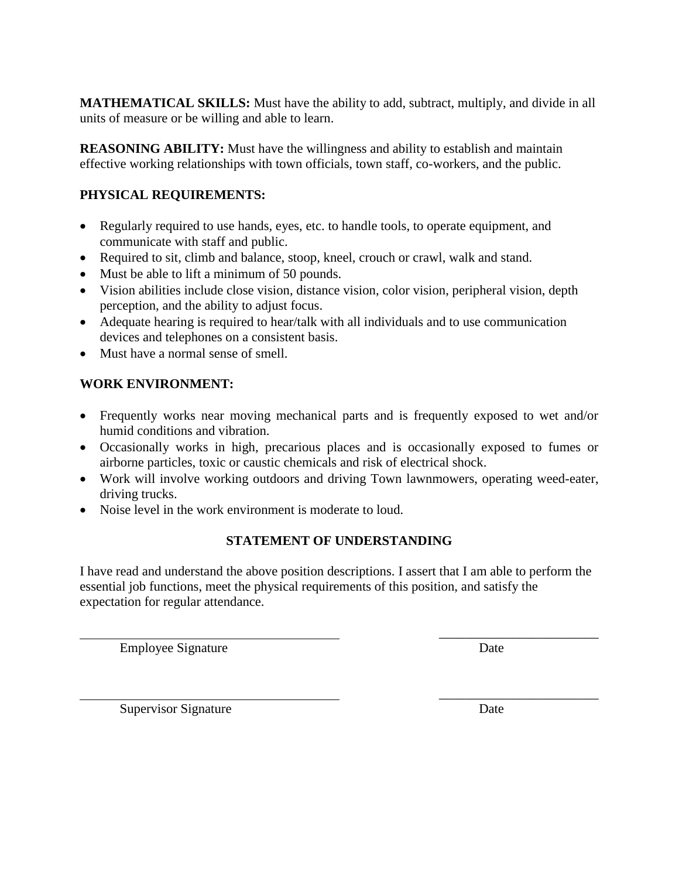**MATHEMATICAL SKILLS:** Must have the ability to add, subtract, multiply, and divide in all units of measure or be willing and able to learn.

**REASONING ABILITY:** Must have the willingness and ability to establish and maintain effective working relationships with town officials, town staff, co-workers, and the public.

**PHYSICAL REQUIREMENTS:**

- Regularly required to use hands, eyes, etc. to handle tools, to operate equipment, and communicate with staff and public.
- Required to sit, climb and balance, stoop, kneel, crouch or crawl, walk and stand.
- Must be able to lift a minimum of 50 pounds.
- Vision abilities include close vision, distance vision, color vision, peripheral vision, depth perception, and the ability to adjust focus.
- Adequate hearing is required to hear/talk with all individuals and to use communication devices and telephones on a consistent basis.
- Must have a normal sense of smell.

**WORK ENVIRONMENT:**

- Frequently works near moving mechanical parts and is frequently exposed to wet and/or humid conditions and vibration.
- Occasionally works in high, precarious places and is occasionally exposed to fumes or airborne particles, toxic or caustic chemicals and risk of electrical shock.
- Work will involve working outdoors and driving Town lawnmowers, operating weed-eater, driving trucks.
- Noise level in the work environment is moderate to loud.

**STATEMENT OF UNDERSTANDING**

I have read and understand the above position descriptions. I assert that I am able to perform the essential job functions, meet the physical requirements of this position, and satisfy the expectation for regular attendance.

\_\_\_\_\_\_\_\_\_\_\_\_\_\_\_\_\_\_\_\_\_\_\_\_\_\_\_\_\_\_\_\_\_\_\_\_\_\_\_\_ \_\_\_\_\_\_\_\_\_\_\_\_\_\_\_\_\_\_\_\_\_\_\_\_\_

Employee Signature Date

\_\_\_\_\_\_\_\_\_\_\_\_\_\_\_\_\_\_\_\_\_\_\_\_\_\_\_\_\_\_\_\_\_\_\_\_\_\_\_\_ \_\_\_\_\_\_\_\_\_\_\_\_\_\_\_\_\_\_\_\_\_\_\_\_\_

Supervisor Signature Date